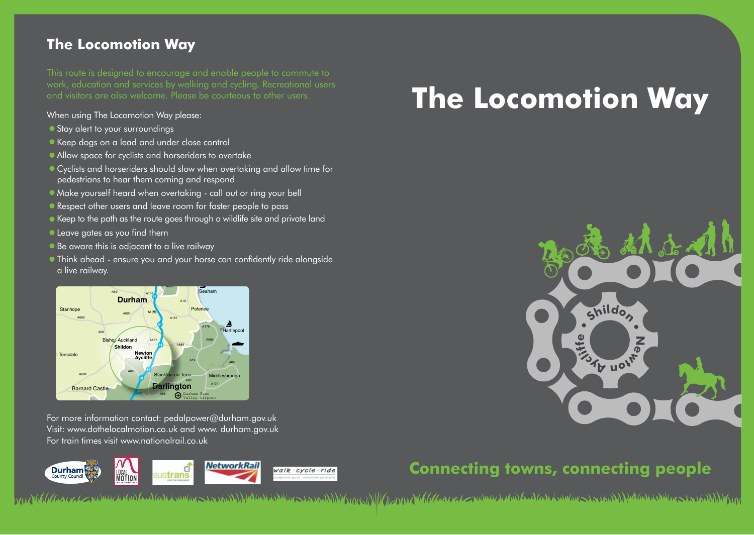## The Locomotion Way

This route is designed to encourage and enable people to commute to work, education and services by walking and cycling. Recreational users and visitors are also welcome. Please be courteous to other users.

When using The Locomotion Way please:

- Stay alert to your surroundings
- Keep dogs on a lead and under close control
- Allow space for cyclists and horseriders to overtake
- Cyclists and horseriders should slow when overtaking and allow time for pedestrians to hear them coming and respond
- Make yourself heard when overtaking - call out or ring your bell
- Respect other users and leave room for faster people to pass
- Keep to the path as the route goes through a wildlife site and private land
- Leave gates as you find them
- Be aware this is adjacent to a live railway
- Think ahead - ensure you and your horse can confidently ride alongside a live railway.

For more information contact: pedalpower@durham.gov.uk
Visit: www.dothelocalmotion.co.uk and www. durham.gov.uk
For train times visit www.nationalrail.co.uk

# The Locomotion Way

Shildon • Newton Aycliffe

**Connecting towns, connecting people**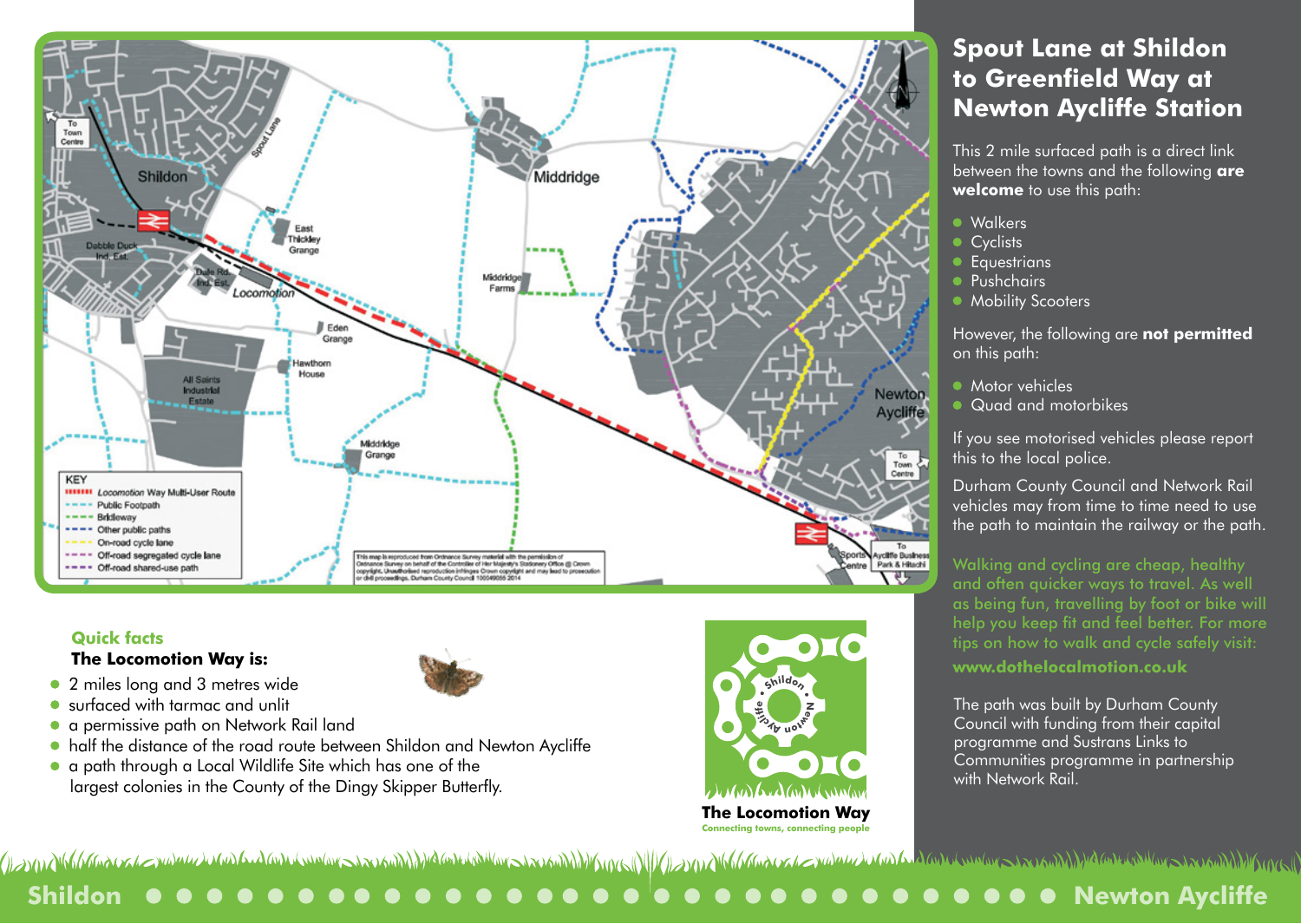## Spout Lane at Shildon to Greenfield Way at Newton Aycliffe Station

This 2 mile surfaced path is a direct link between the towns and the following **are welcome** to use this path:

- Walkers
- Cyclists
- Equestrians
- Pushchairs
- Mobility Scooters

However, the following are **not permitted** on this path:

- Motor vehicles
- Quad and motorbikes

If you see motorised vehicles please report this to the local police.

Durham County Council and Network Rail vehicles may from time to time need to use the path to maintain the railway or the path.

Walking and cycling are cheap, healthy and often quicker ways to travel. As well as being fun, travelling by foot or bike will help you keep fit and feel better. For more tips on how to walk and cycle safely visit:

**www.dothelocalmotion.co.uk**

The path was built by Durham County Council with funding from their capital programme and Sustrans Links to Communities programme in partnership with Network Rail.

KEY
- *Locomotion* Way Multi-User Route
- Public Footpath
- Bridleway
- Other public paths
- On-road cycle lane
- Off-road segregated cycle lane
- Off-road shared-use path

This map is reproduced from Ordnance Survey material with the permission of Ordnance Survey on behalf of the Controller of Her Majesty's Stationery Office © Crown copyright. Unauthorised reproduction infringes Crown copyright and may lead to prosecution or civil proceedings. Durham County Council 100049055 2014

### Quick facts

**The Locomotion Way is:**

- 2 miles long and 3 metres wide
- surfaced with tarmac and unlit
- a permissive path on Network Rail land
- half the distance of the road route between Shildon and Newton Aycliffe
- a path through a Local Wildlife Site which has one of the largest colonies in the County of the Dingy Skipper Butterfly.

**The Locomotion Way**
Connecting towns, connecting people

Shildon ● ● ● ● ● ● ● ● ● ● ● ● ● ● ● ● ● ● ● ● ● ● ● ● ● ● ● ● ● ● ● Newton Aycliffe